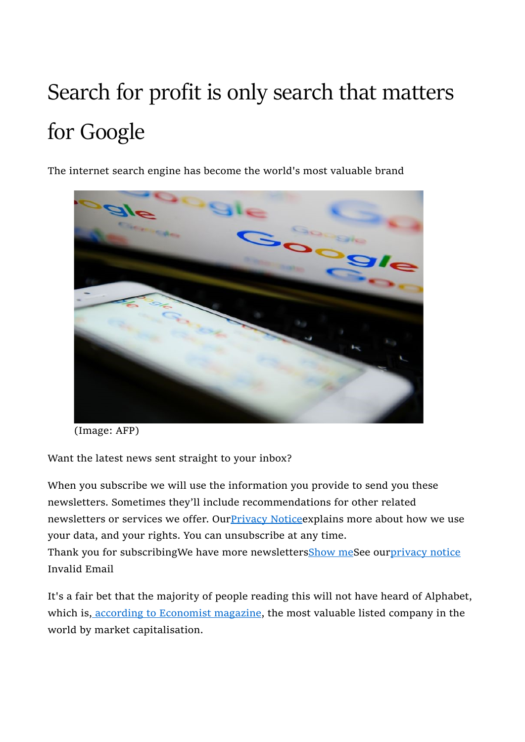# Search for profit is only search that matters for Google

The internet search engine has become the world's most valuable brand

(Image: AFP)

Want the latest news sent straight to your inbox?

When you subscribe we will use the information you provide to send you these newsletters. Sometimes they'll include recommendations for other related newsletters or services we offer. OurPrivacy Noticeexplains more about how we use your data, and your rights. You can unsubscribe at any time.
Thank you for subscribingWe have more newslettersShow meSee ourprivacy notice
Invalid Email

It's a fair bet that the majority of people reading this will not have heard of Alphabet, which is, according to Economist magazine, the most valuable listed company in the world by market capitalisation.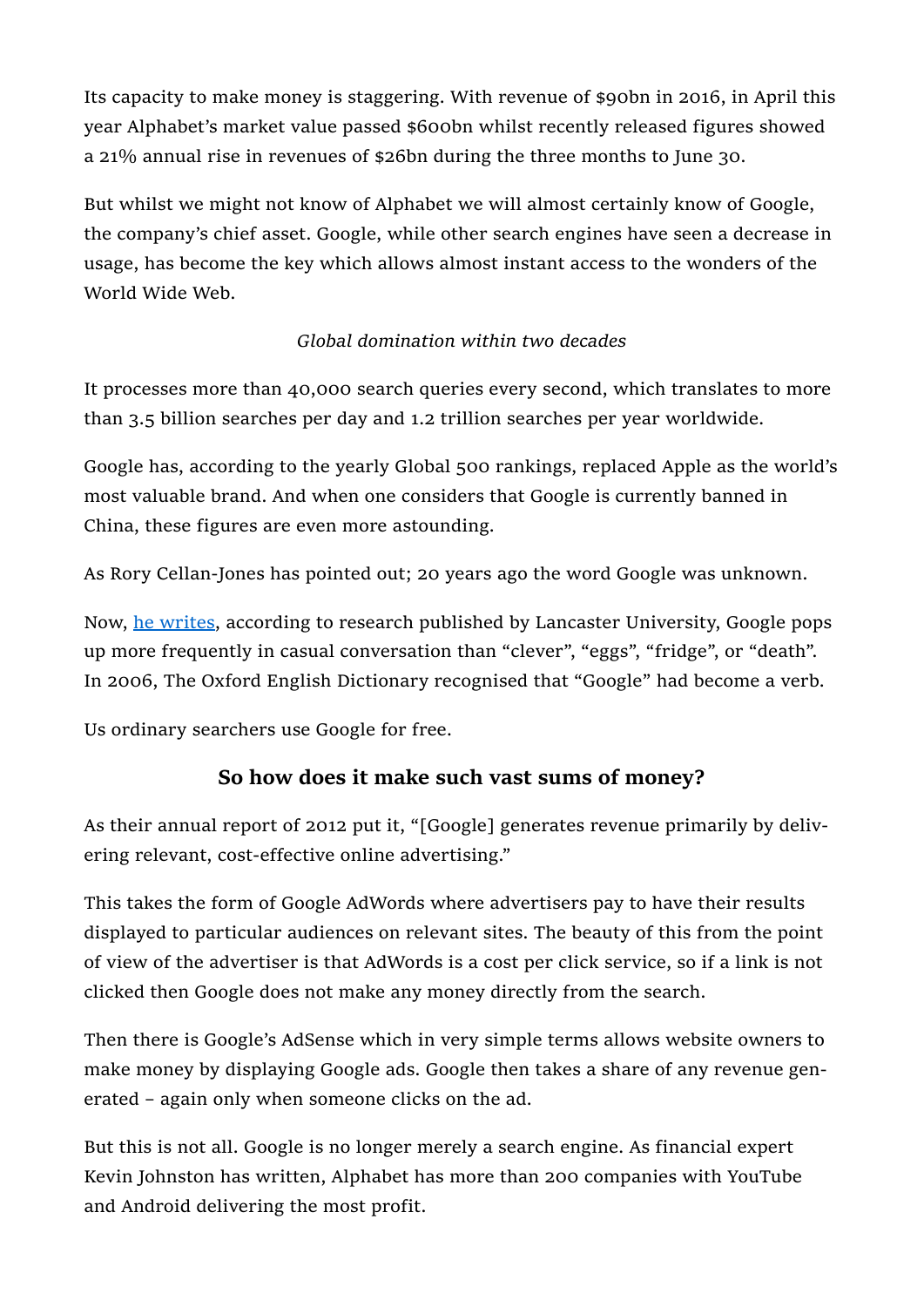Its capacity to make money is staggering. With revenue of $90bn in 2016, in April this year Alphabet's market value passed $600bn whilst recently released figures showed a 21% annual rise in revenues of $26bn during the three months to June 30.

But whilst we might not know of Alphabet we will almost certainly know of Google, the company's chief asset. Google, while other search engines have seen a decrease in usage, has become the key which allows almost instant access to the wonders of the World Wide Web.

*Global domination within two decades*

It processes more than 40,000 search queries every second, which translates to more than 3.5 billion searches per day and 1.2 trillion searches per year worldwide.

Google has, according to the yearly Global 500 rankings, replaced Apple as the world's most valuable brand. And when one considers that Google is currently banned in China, these figures are even more astounding.

As Rory Cellan-Jones has pointed out; 20 years ago the word Google was unknown.

Now, he writes, according to research published by Lancaster University, Google pops up more frequently in casual conversation than "clever", "eggs", "fridge", or "death". In 2006, The Oxford English Dictionary recognised that "Google" had become a verb.

Us ordinary searchers use Google for free.

### So how does it make such vast sums of money?

As their annual report of 2012 put it, "[Google] generates revenue primarily by delivering relevant, cost-effective online advertising."

This takes the form of Google AdWords where advertisers pay to have their results displayed to particular audiences on relevant sites. The beauty of this from the point of view of the advertiser is that AdWords is a cost per click service, so if a link is not clicked then Google does not make any money directly from the search.

Then there is Google's AdSense which in very simple terms allows website owners to make money by displaying Google ads. Google then takes a share of any revenue generated – again only when someone clicks on the ad.

But this is not all. Google is no longer merely a search engine. As financial expert Kevin Johnston has written, Alphabet has more than 200 companies with YouTube and Android delivering the most profit.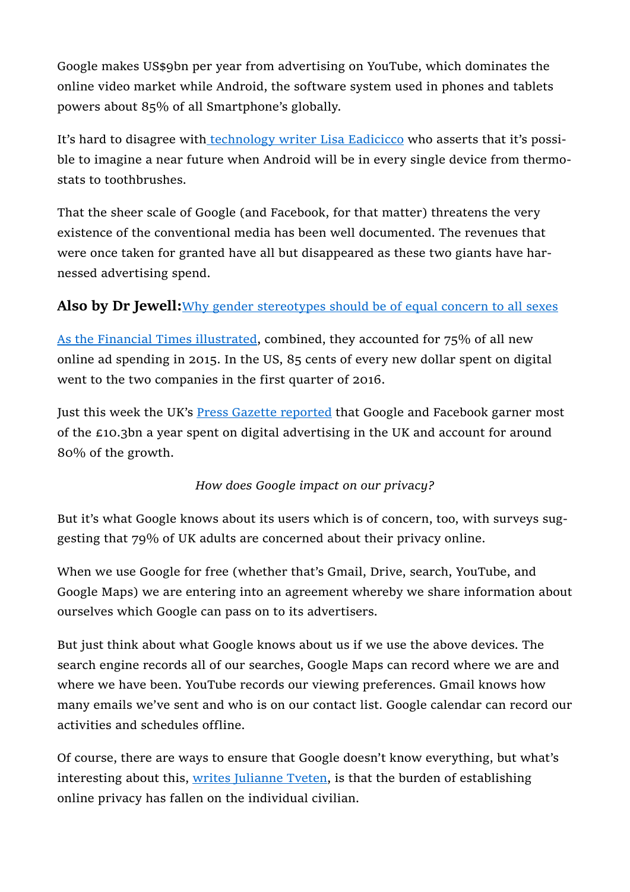Google makes US$9bn per year from advertising on YouTube, which dominates the online video market while Android, the software system used in phones and tablets powers about 85% of all Smartphone's globally.

It's hard to disagree with technology writer Lisa Eadicicco who asserts that it's possible to imagine a near future when Android will be in every single device from thermostats to toothbrushes.

That the sheer scale of Google (and Facebook, for that matter) threatens the very existence of the conventional media has been well documented. The revenues that were once taken for granted have all but disappeared as these two giants have harnessed advertising spend.

**Also by Dr Jewell:** Why gender stereotypes should be of equal concern to all sexes

As the Financial Times illustrated, combined, they accounted for 75% of all new online ad spending in 2015. In the US, 85 cents of every new dollar spent on digital went to the two companies in the first quarter of 2016.

Just this week the UK's Press Gazette reported that Google and Facebook garner most of the £10.3bn a year spent on digital advertising in the UK and account for around 80% of the growth.

*How does Google impact on our privacy?*

But it's what Google knows about its users which is of concern, too, with surveys suggesting that 79% of UK adults are concerned about their privacy online.

When we use Google for free (whether that's Gmail, Drive, search, YouTube, and Google Maps) we are entering into an agreement whereby we share information about ourselves which Google can pass on to its advertisers.

But just think about what Google knows about us if we use the above devices. The search engine records all of our searches, Google Maps can record where we are and where we have been. YouTube records our viewing preferences. Gmail knows how many emails we've sent and who is on our contact list. Google calendar can record our activities and schedules offline.

Of course, there are ways to ensure that Google doesn't know everything, but what's interesting about this, writes Julianne Tveten, is that the burden of establishing online privacy has fallen on the individual civilian.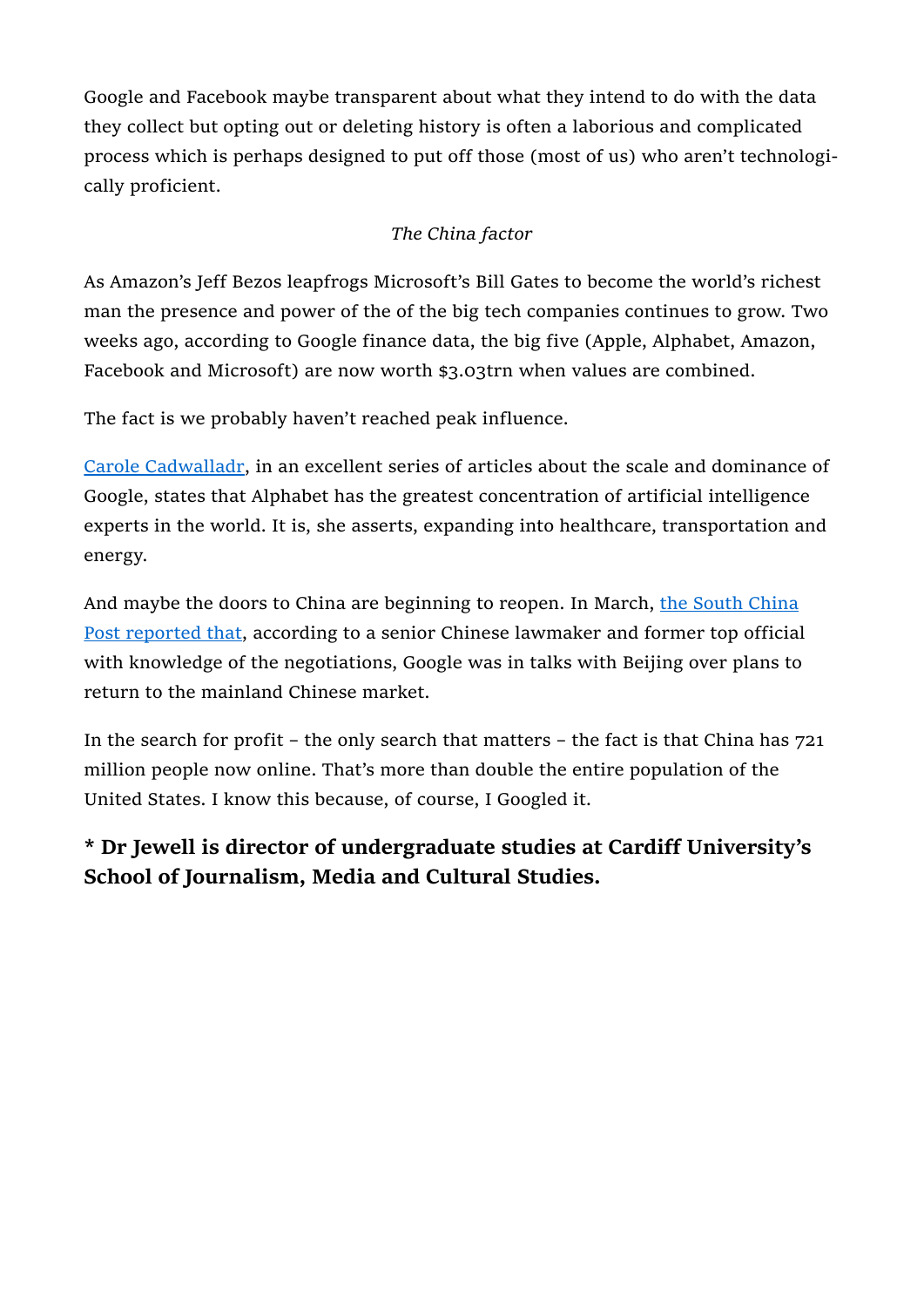Google and Facebook maybe transparent about what they intend to do with the data they collect but opting out or deleting history is often a laborious and complicated process which is perhaps designed to put off those (most of us) who aren't technologically proficient.

*The China factor*

As Amazon's Jeff Bezos leapfrogs Microsoft's Bill Gates to become the world's richest man the presence and power of the of the big tech companies continues to grow. Two weeks ago, according to Google finance data, the big five (Apple, Alphabet, Amazon, Facebook and Microsoft) are now worth $3.03trn when values are combined.

The fact is we probably haven't reached peak influence.

Carole Cadwalladr, in an excellent series of articles about the scale and dominance of Google, states that Alphabet has the greatest concentration of artificial intelligence experts in the world. It is, she asserts, expanding into healthcare, transportation and energy.

And maybe the doors to China are beginning to reopen. In March, the South China Post reported that, according to a senior Chinese lawmaker and former top official with knowledge of the negotiations, Google was in talks with Beijing over plans to return to the mainland Chinese market.

In the search for profit – the only search that matters – the fact is that China has 721 million people now online. That's more than double the entire population of the United States. I know this because, of course, I Googled it.

**\* Dr Jewell is director of undergraduate studies at Cardiff University's School of Journalism, Media and Cultural Studies.**